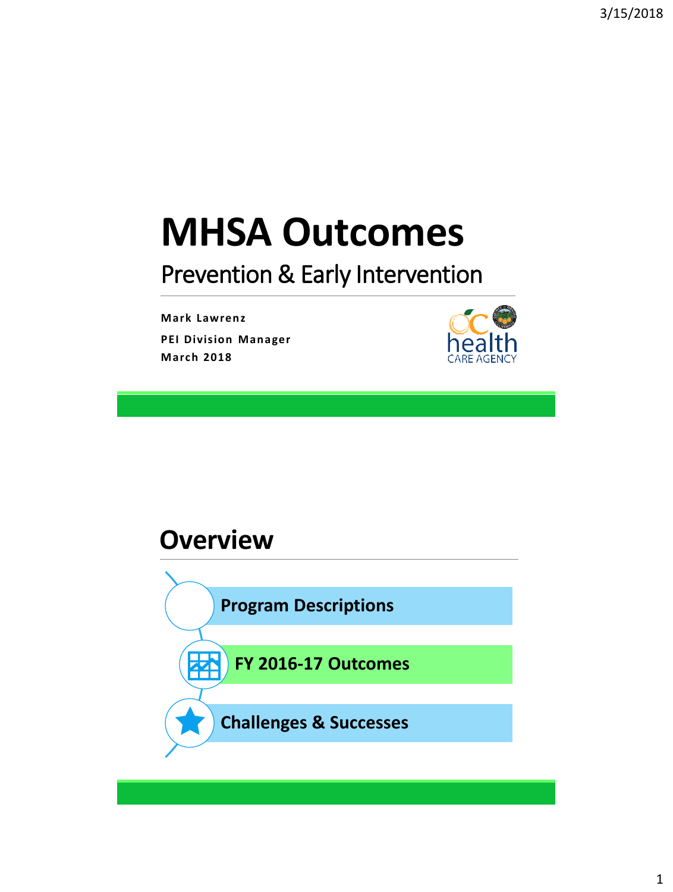# MHSA Outcomes

## Prevention & Early Intervention

**Mark Lawrenz**
**PEI Division Manager**
**March 2018**

OC health CARE AGENCY

# Overview

- **Program Descriptions**
- **FY 2016-17 Outcomes**
- **Challenges & Successes**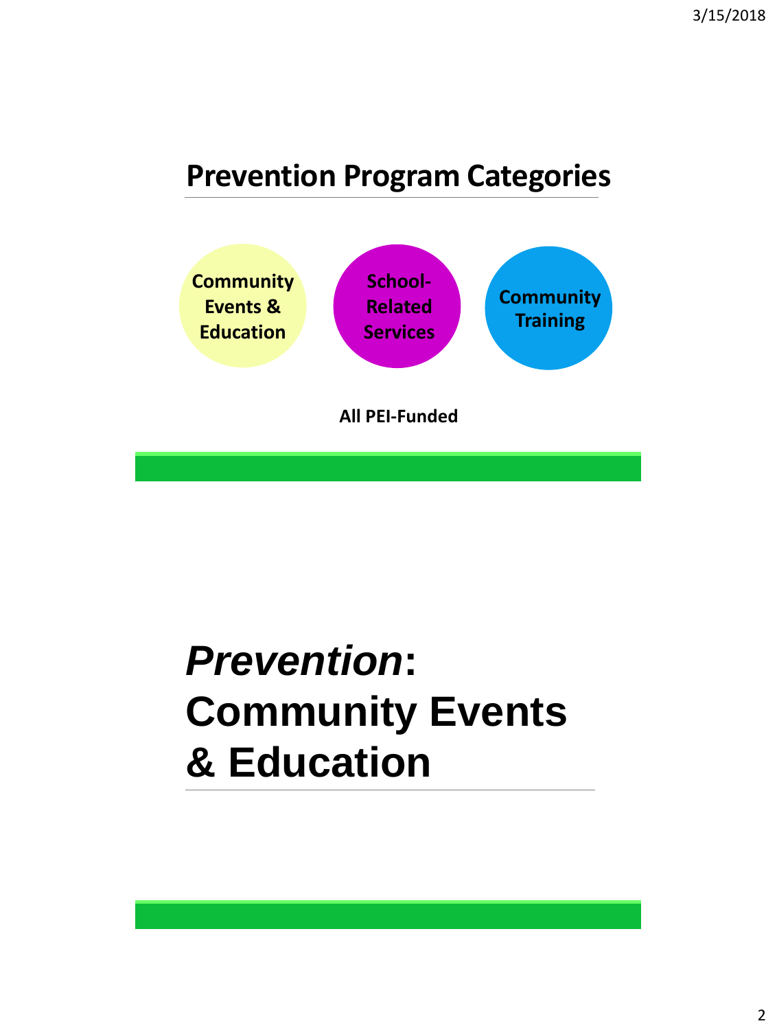## Prevention Program Categories

- Community Events & Education
- School-Related Services
- Community Training

**All PEI-Funded**

# *Prevention*: Community Events & Education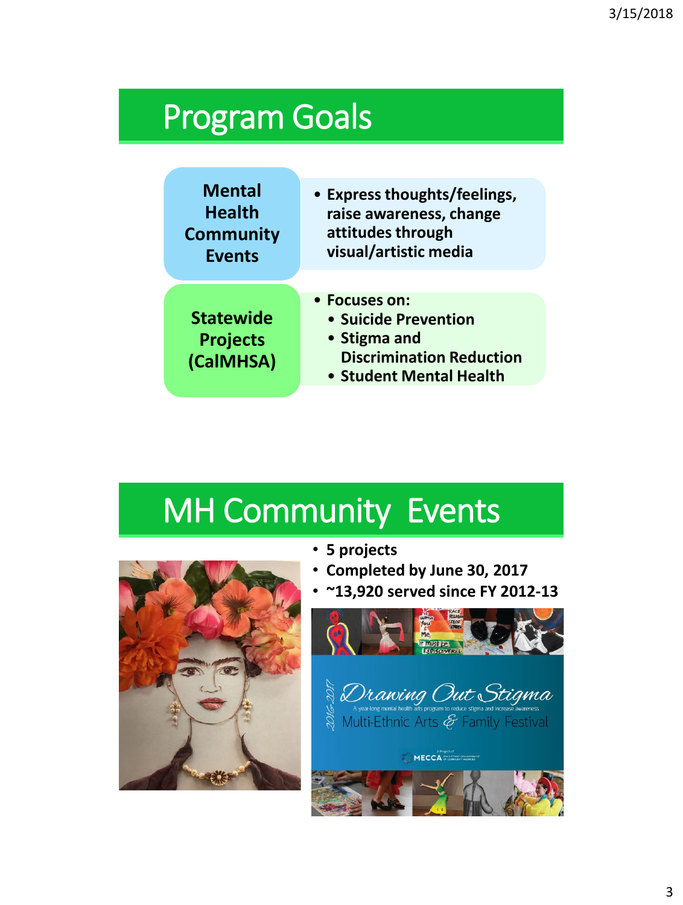# Program Goals

| | |
|---|---|
| **Mental Health Community Events** | • **Express thoughts/feelings, raise awareness, change attitudes through visual/artistic media** |
| **Statewide Projects (CalMHSA)** | • **Focuses on:**<br>• **Suicide Prevention**<br>• **Stigma and Discrimination Reduction**<br>• **Student Mental Health** |

# MH Community Events

- **5 projects**
- **Completed by June 30, 2017**
- **~13,920 served since FY 2012-13**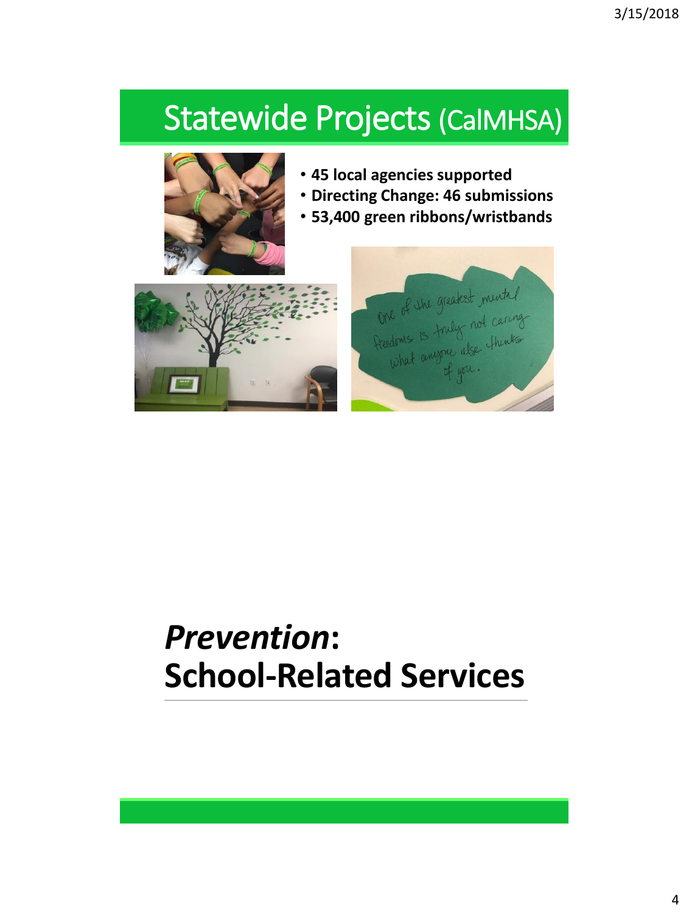## Statewide Projects (CalMHSA)

- **45 local agencies supported**
- **Directing Change: 46 submissions**
- **53,400 green ribbons/wristbands**

# ***Prevention*: School-Related Services**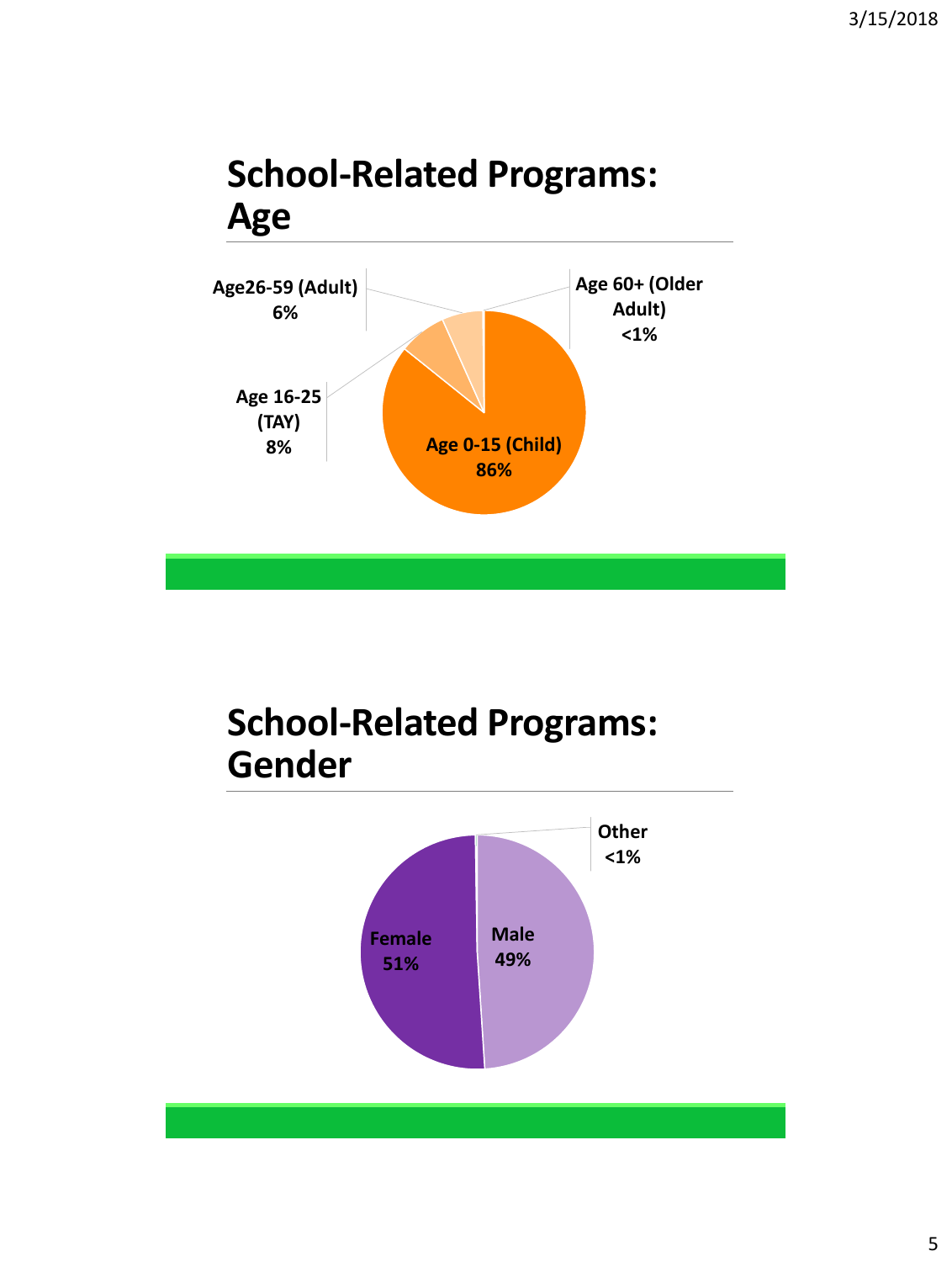## School-Related Programs: Age

Age26-59 (Adult) 6%

Age 60+ (Older Adult) <1%

Age 16-25 (TAY) 8%

Age 0-15 (Child) 86%

## School-Related Programs: Gender

Other <1%

Female 51%

Male 49%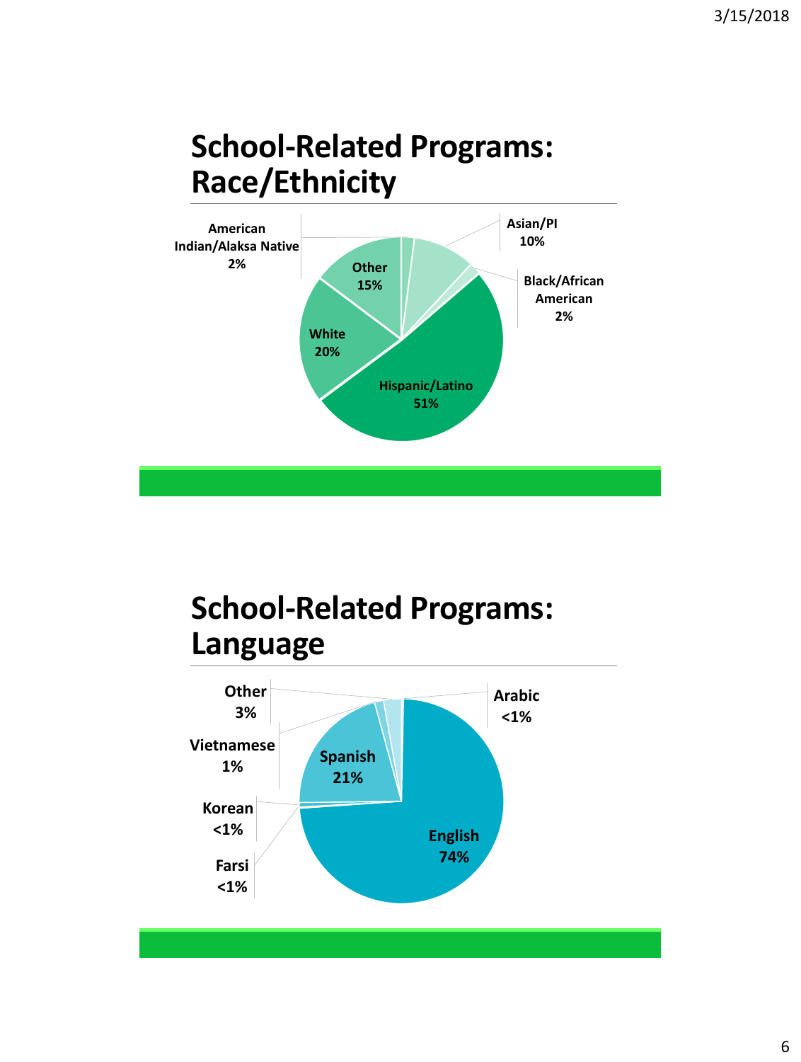# School-Related Programs: Race/Ethnicity

- American Indian/Alaksa Native 2%
- Asian/PI 10%
- Black/African American 2%
- Other 15%
- White 20%
- Hispanic/Latino 51%

# School-Related Programs: Language

- Other 3%
- Arabic <1%
- Vietnamese 1%
- Spanish 21%
- Korean <1%
- English 74%
- Farsi <1%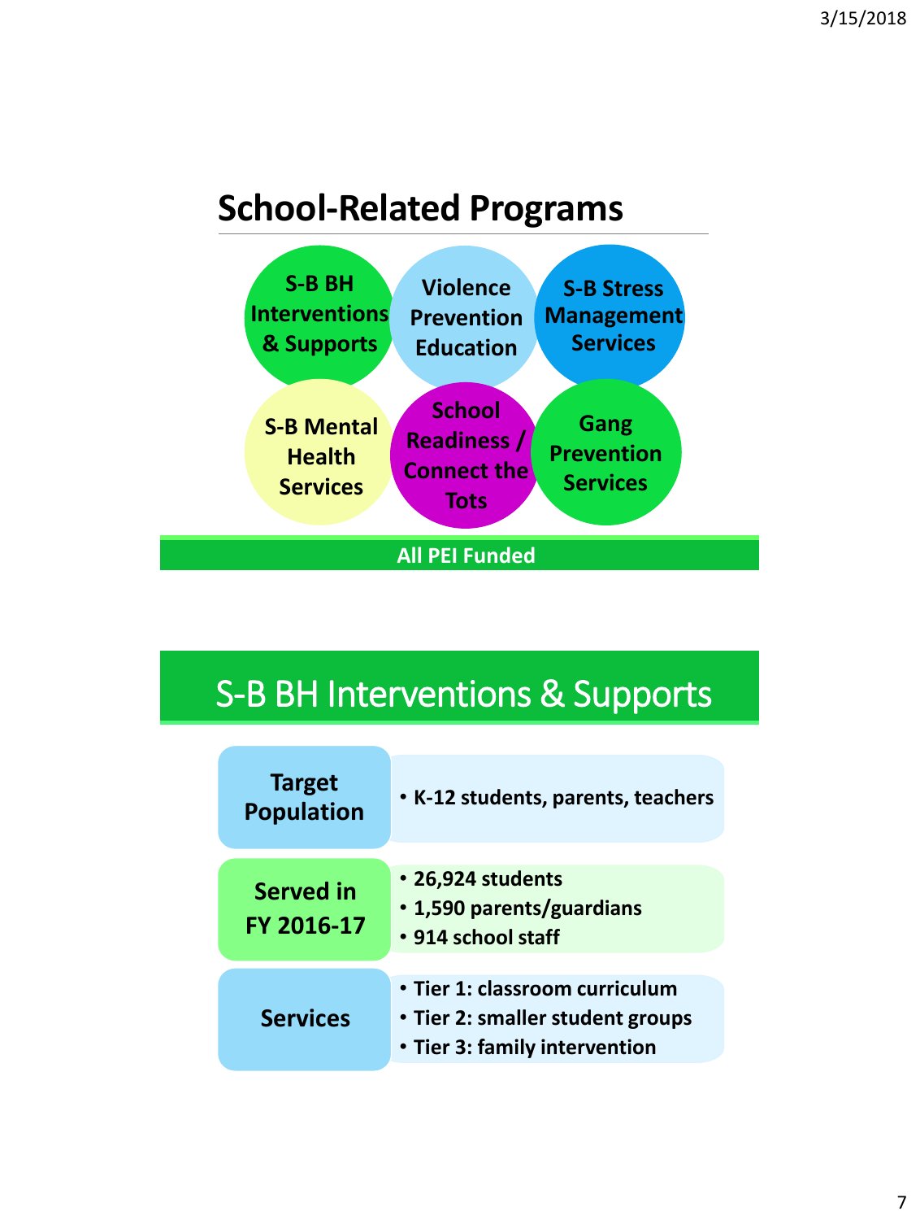## School-Related Programs

- S-B BH Interventions & Supports
- Violence Prevention Education
- S-B Stress Management Services
- S-B Mental Health Services
- School Readiness / Connect the Tots
- Gang Prevention Services

**All PEI Funded**

## S-B BH Interventions & Supports

| | |
|---|---|
| **Target Population** | • K-12 students, parents, teachers |
| **Served in FY 2016-17** | • 26,924 students<br>• 1,590 parents/guardians<br>• 914 school staff |
| **Services** | • Tier 1: classroom curriculum<br>• Tier 2: smaller student groups<br>• Tier 3: family intervention |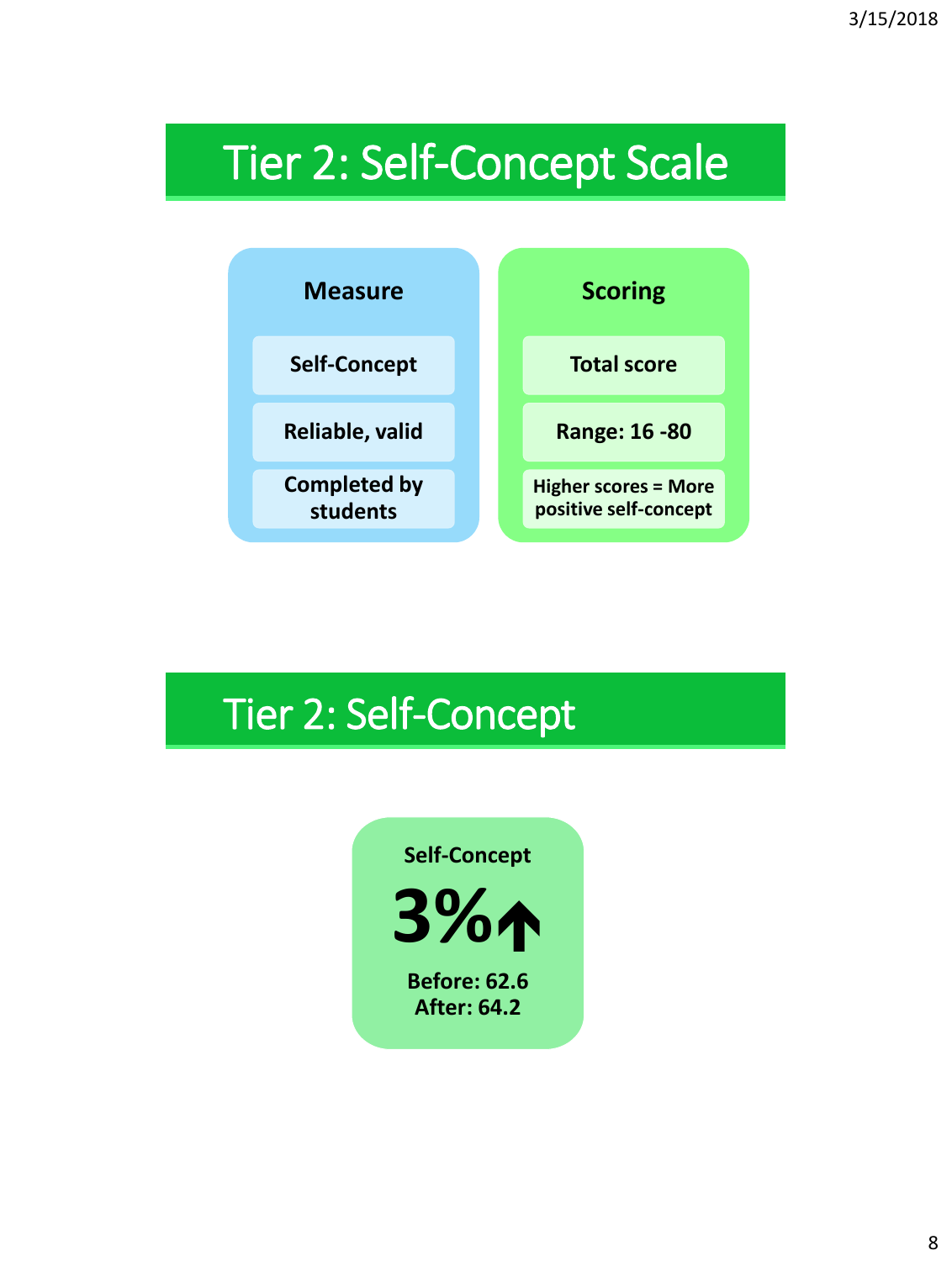# Tier 2: Self-Concept Scale

### Measure

- Self-Concept
- Reliable, valid
- Completed by students

### Scoring

- Total score
- Range: 16 -80
- Higher scores = More positive self-concept

# Tier 2: Self-Concept

**Self-Concept**

**3%↑**

**Before: 62.6**
**After: 64.2**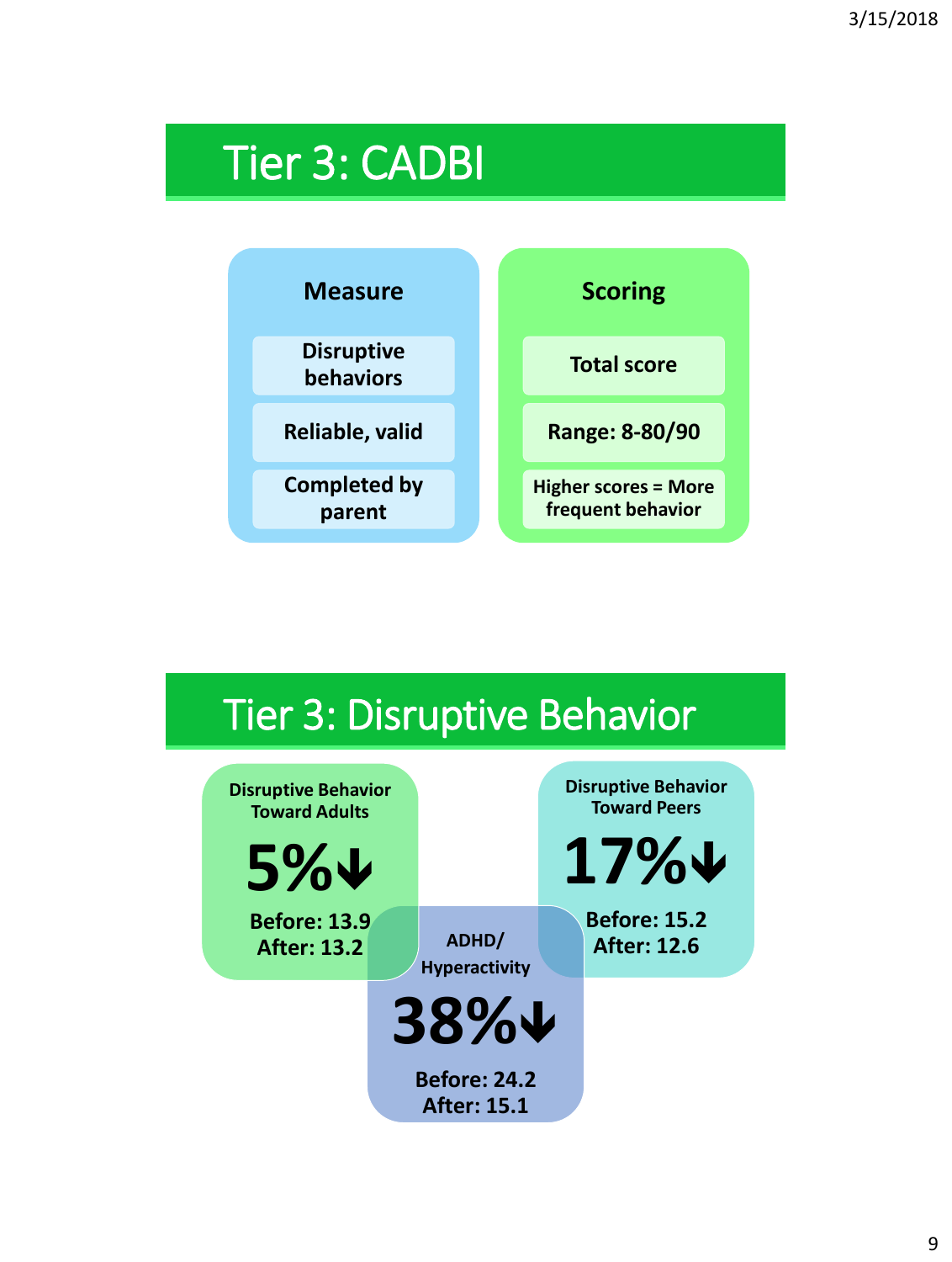# Tier 3: CADBI

**Measure**

- Disruptive behaviors
- Reliable, valid
- Completed by parent

**Scoring**

- Total score
- Range: 8-80/90
- Higher scores = More frequent behavior

# Tier 3: Disruptive Behavior

**Disruptive Behavior Toward Adults**

**5%↓**

Before: 13.9
After: 13.2

**Disruptive Behavior Toward Peers**

**17%↓**

Before: 15.2
After: 12.6

**ADHD/ Hyperactivity**

**38%↓**

Before: 24.2
After: 15.1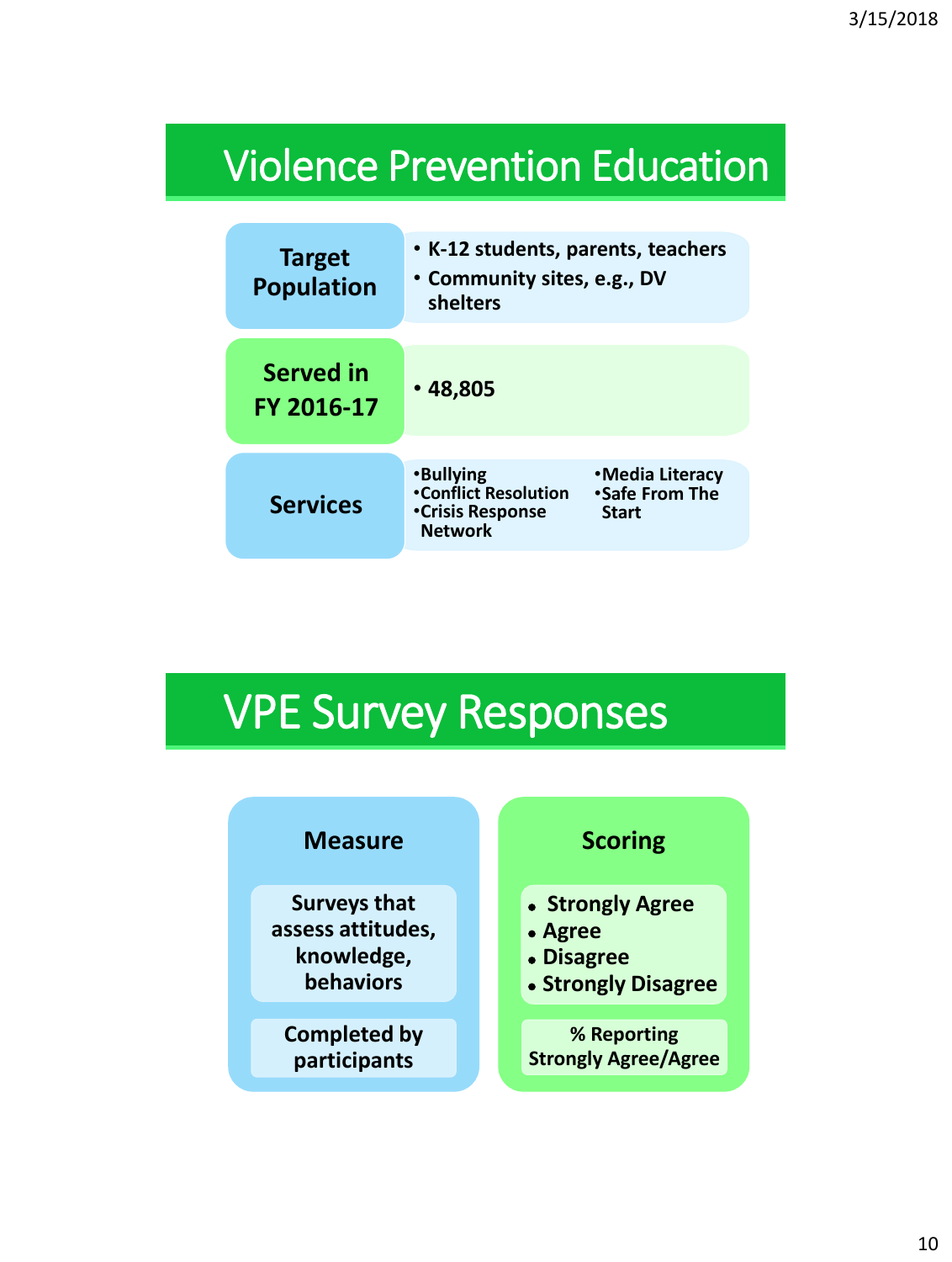## Violence Prevention Education

| | |
|---|---|
| **Target Population** | • K-12 students, parents, teachers<br>• Community sites, e.g., DV shelters |
| **Served in FY 2016-17** | • 48,805 |
| **Services** | •Bullying<br>•Conflict Resolution<br>•Crisis Response Network<br>•Media Literacy<br>•Safe From The Start |

## VPE Survey Responses

**Measure**

- Surveys that assess attitudes, knowledge, behaviors
- Completed by participants

**Scoring**

- Strongly Agree
- Agree
- Disagree
- Strongly Disagree

% Reporting Strongly Agree/Agree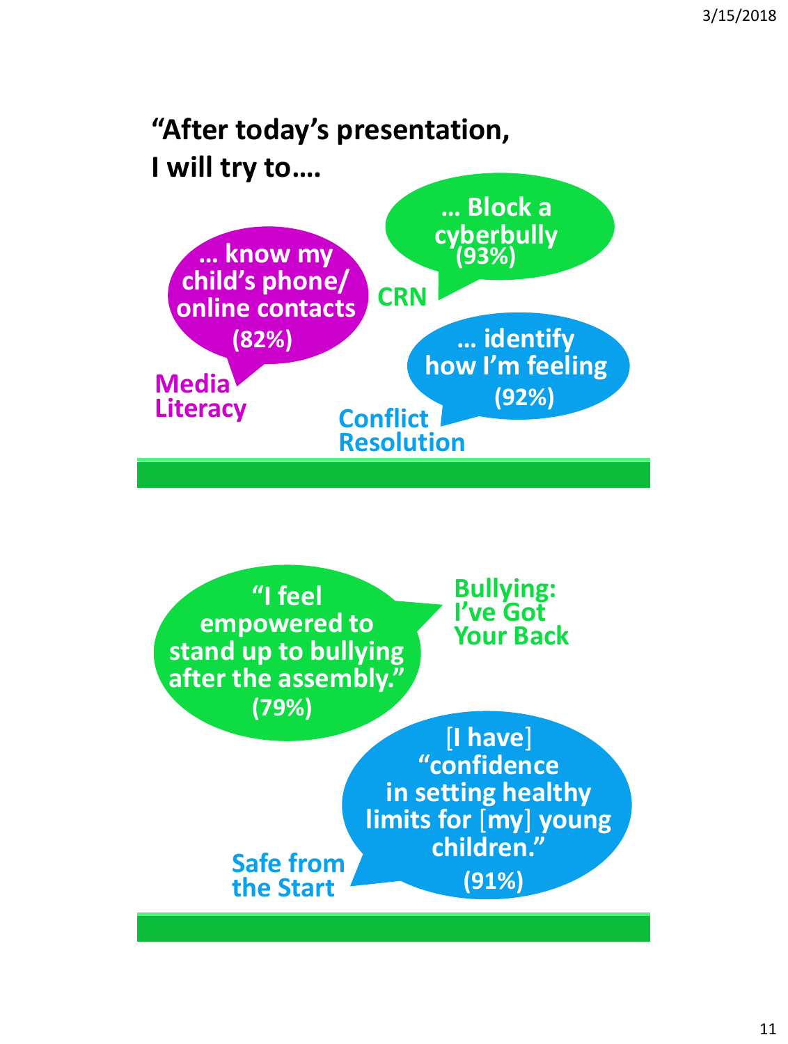## "After today's presentation, I will try to….

**Media Literacy**

… know my child's phone/ online contacts **(82%)**

**CRN**

… Block a cyberbully **(93%)**

**Conflict Resolution**

… identify how I'm feeling **(92%)**

**Bullying: I've Got Your Back**

"I feel empowered to stand up to bullying after the assembly." **(79%)**

**Safe from the Start**

[I have] "confidence in setting healthy limits for [my] young children." **(91%)**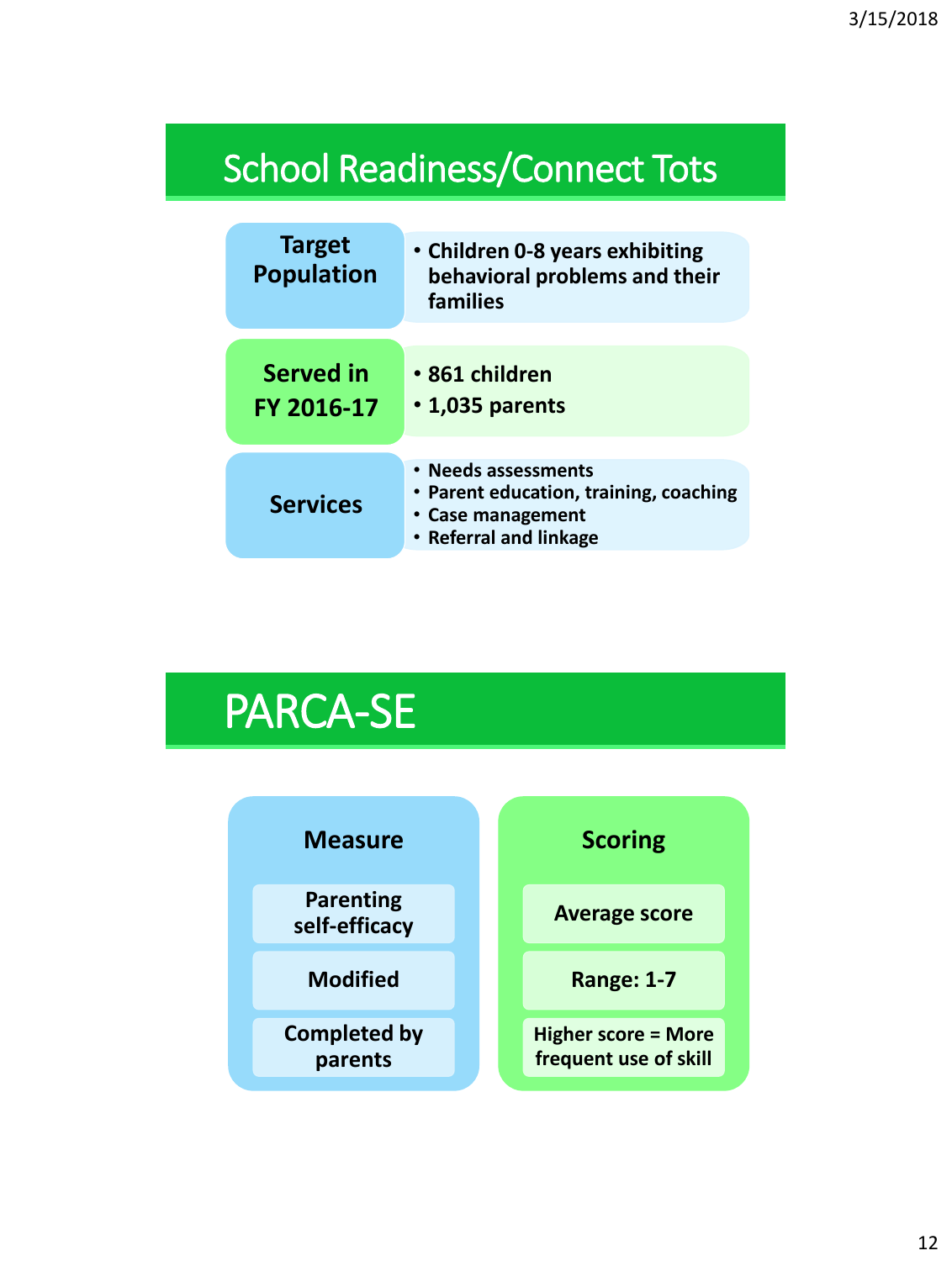## School Readiness/Connect Tots

**Target Population**

- Children 0-8 years exhibiting behavioral problems and their families

**Served in FY 2016-17**

- 861 children
- 1,035 parents

**Services**

- Needs assessments
- Parent education, training, coaching
- Case management
- Referral and linkage

## PARCA-SE

**Measure**

- Parenting self-efficacy
- Modified
- Completed by parents

**Scoring**

- Average score
- Range: 1-7
- Higher score = More frequent use of skill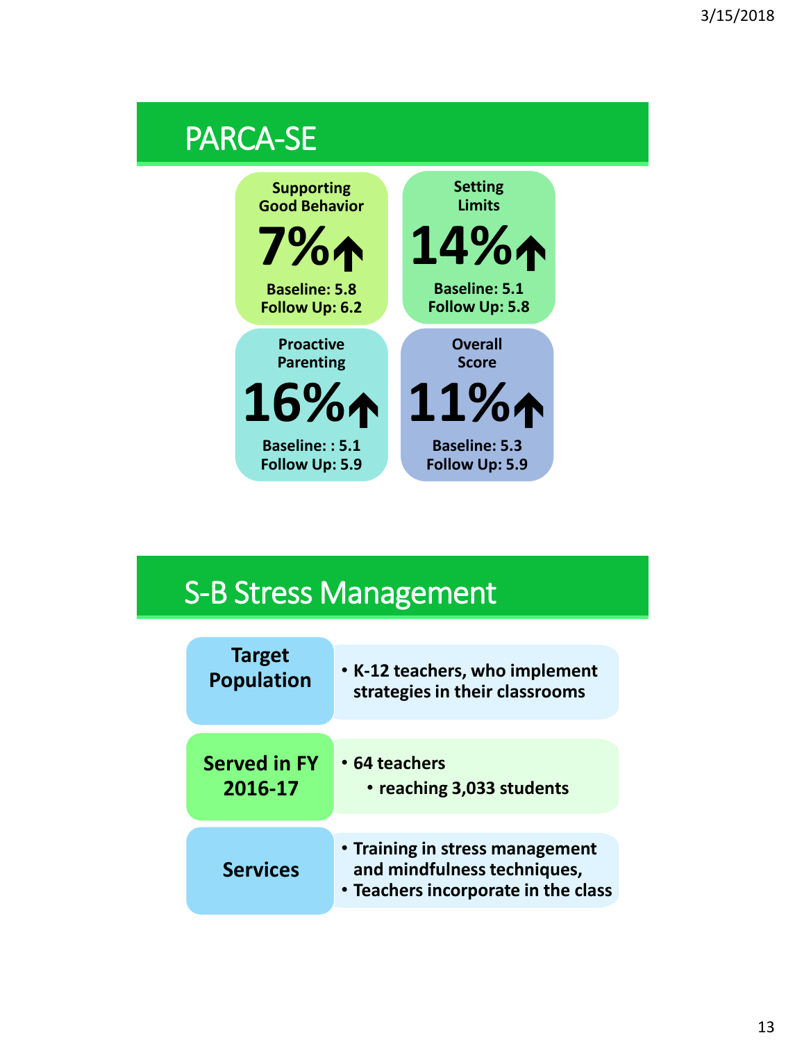## PARCA-SE

**Supporting Good Behavior**
**7% ↑**
**Baseline: 5.8**
**Follow Up: 6.2**

**Setting Limits**
**14% ↑**
**Baseline: 5.1**
**Follow Up: 5.8**

**Proactive Parenting**
**16% ↑**
**Baseline: : 5.1**
**Follow Up: 5.9**

**Overall Score**
**11% ↑**
**Baseline: 5.3**
**Follow Up: 5.9**

## S-B Stress Management

| | |
|---|---|
| **Target Population** | • **K-12 teachers, who implement strategies in their classrooms** |
| **Served in FY 2016-17** | • **64 teachers**<br>  • **reaching 3,033 students** |
| **Services** | • **Training in stress management and mindfulness techniques,**<br>• **Teachers incorporate in the class** |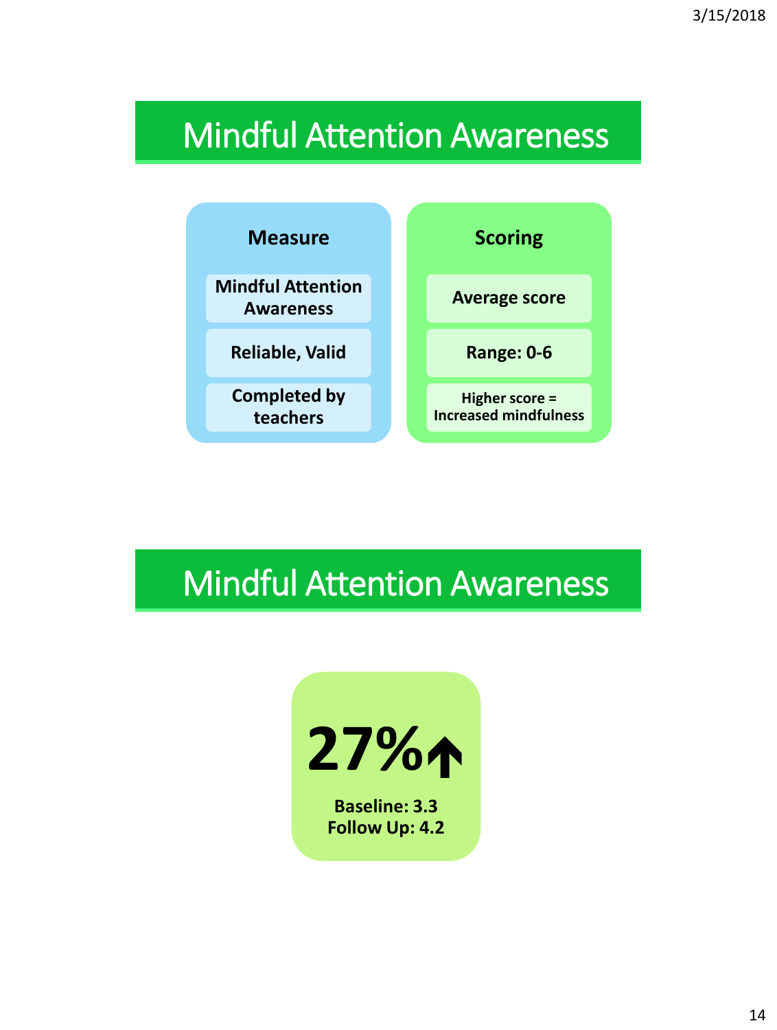# Mindful Attention Awareness

**Measure**

- Mindful Attention Awareness
- Reliable, Valid
- Completed by teachers

**Scoring**

- Average score
- Range: 0-6
- Higher score = Increased mindfulness

# Mindful Attention Awareness

**27%↑**

**Baseline: 3.3**
**Follow Up: 4.2**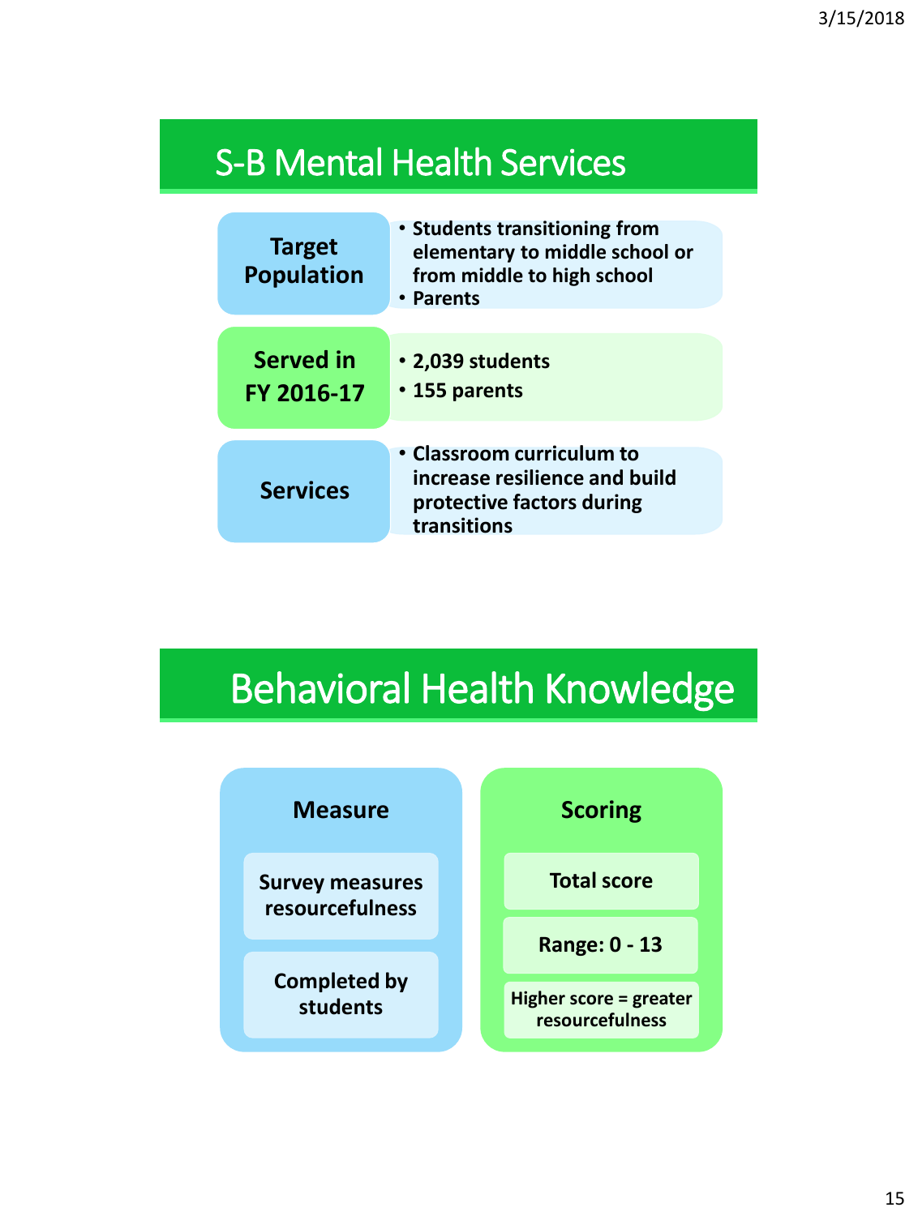# S-B Mental Health Services

**Target Population**

- Students transitioning from elementary to middle school or from middle to high school
- Parents

**Served in FY 2016-17**

- 2,039 students
- 155 parents

**Services**

- Classroom curriculum to increase resilience and build protective factors during transitions

# Behavioral Health Knowledge

**Measure**

- Survey measures resourcefulness
- Completed by students

**Scoring**

- Total score
- Range: 0 - 13
- Higher score = greater resourcefulness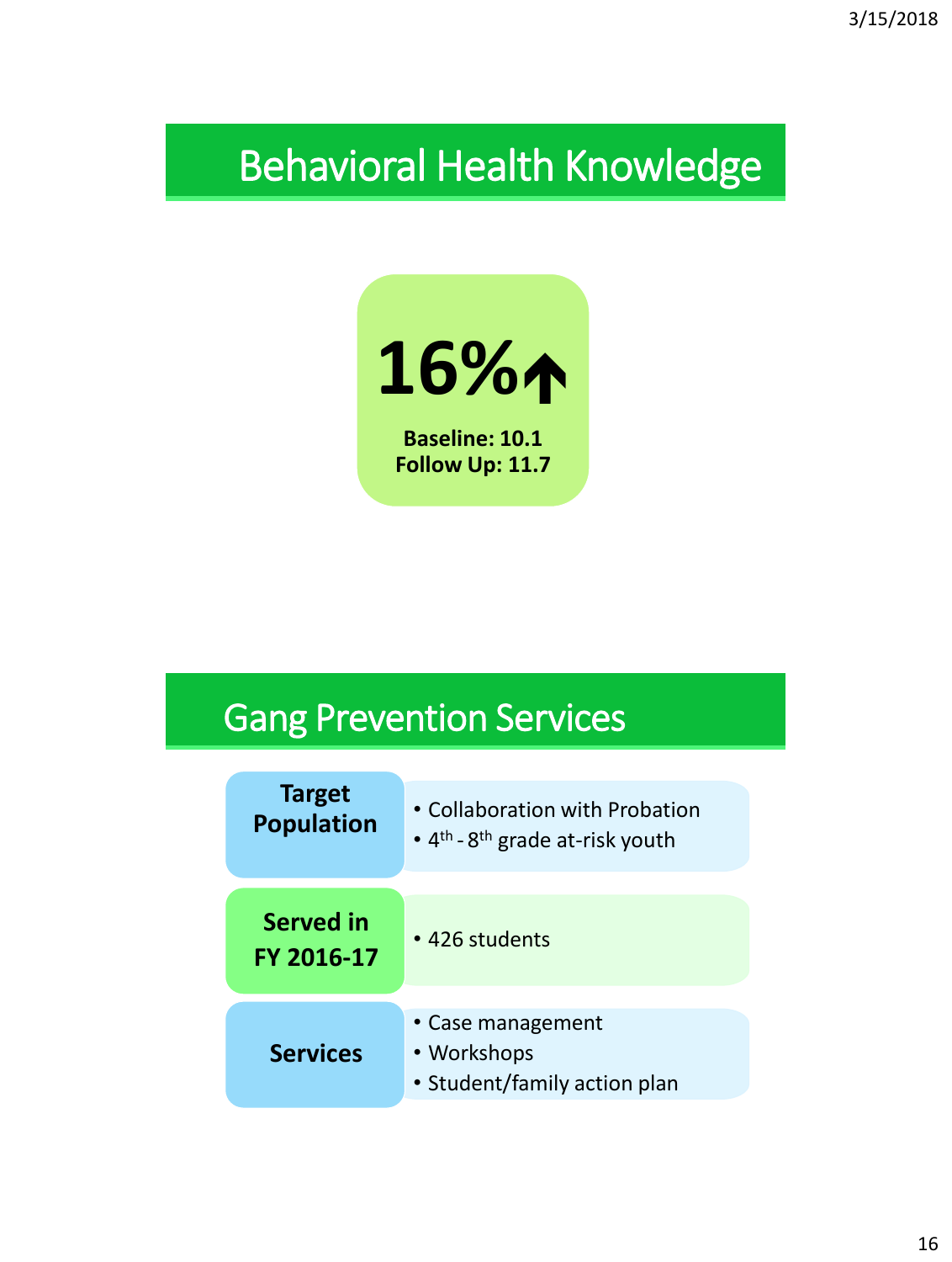## Behavioral Health Knowledge

**16%↑**

**Baseline: 10.1**
**Follow Up: 11.7**

## Gang Prevention Services

| | |
|---|---|
| **Target Population** | • Collaboration with Probation<br>• 4th - 8th grade at-risk youth |
| **Served in FY 2016-17** | • 426 students |
| **Services** | • Case management<br>• Workshops<br>• Student/family action plan |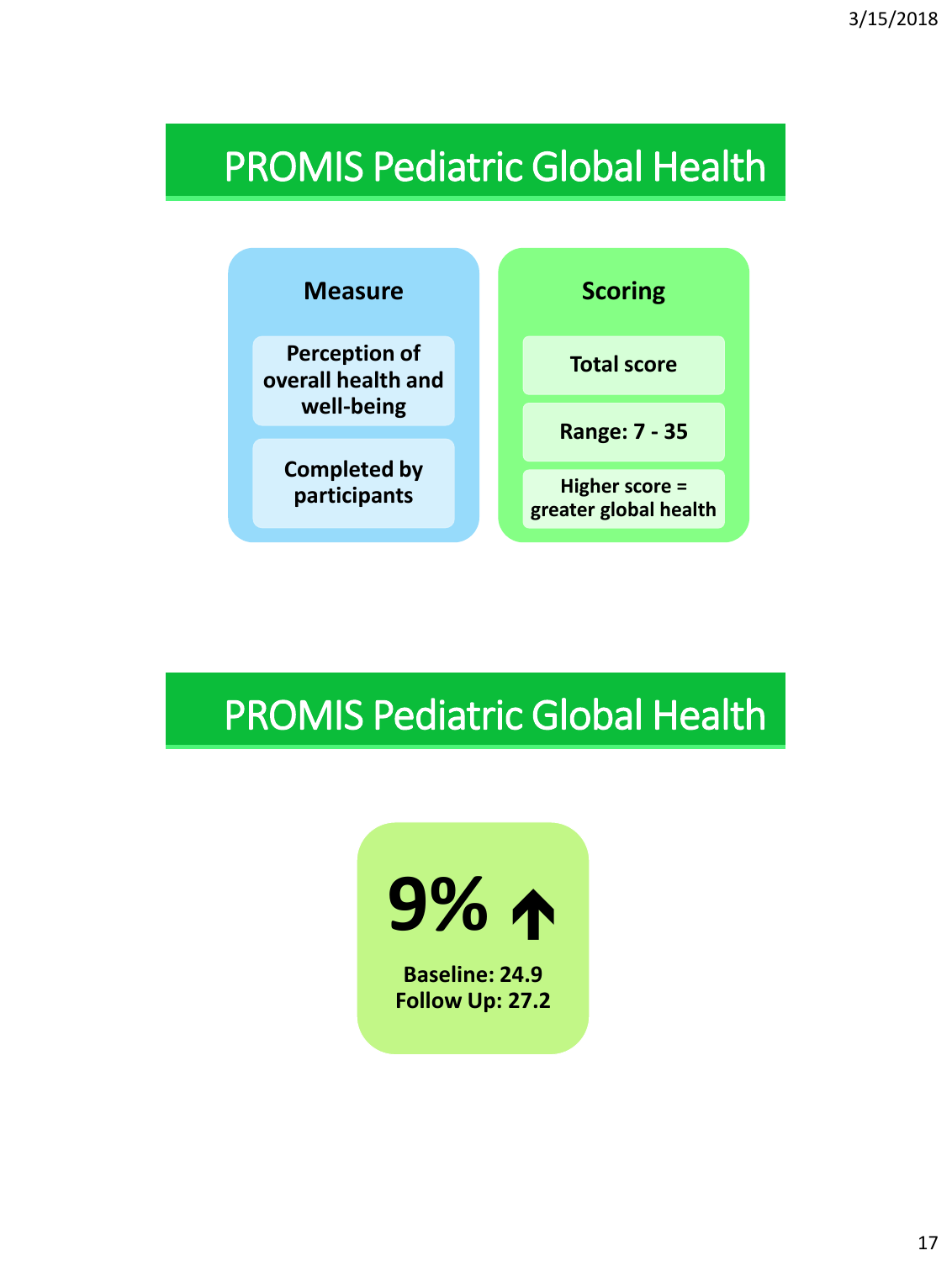## PROMIS Pediatric Global Health

### Measure

- Perception of overall health and well-being
- Completed by participants

### Scoring

- Total score
- Range: 7 - 35
- Higher score = greater global health

## PROMIS Pediatric Global Health

**9% ↑**

**Baseline: 24.9**
**Follow Up: 27.2**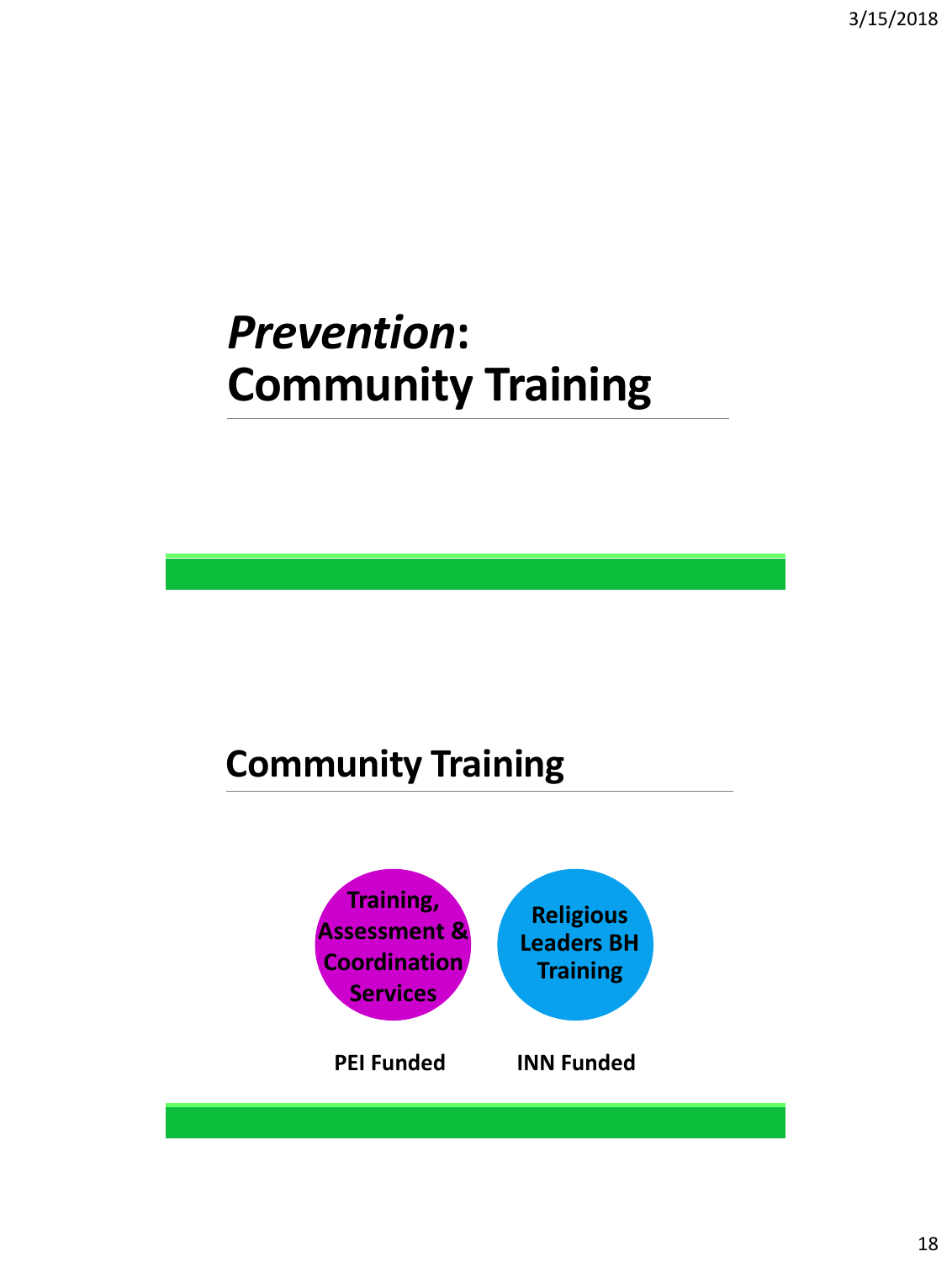# *Prevention*: Community Training

## Community Training

**Training, Assessment & Coordination Services**

**PEI Funded**

**Religious Leaders BH Training**

**INN Funded**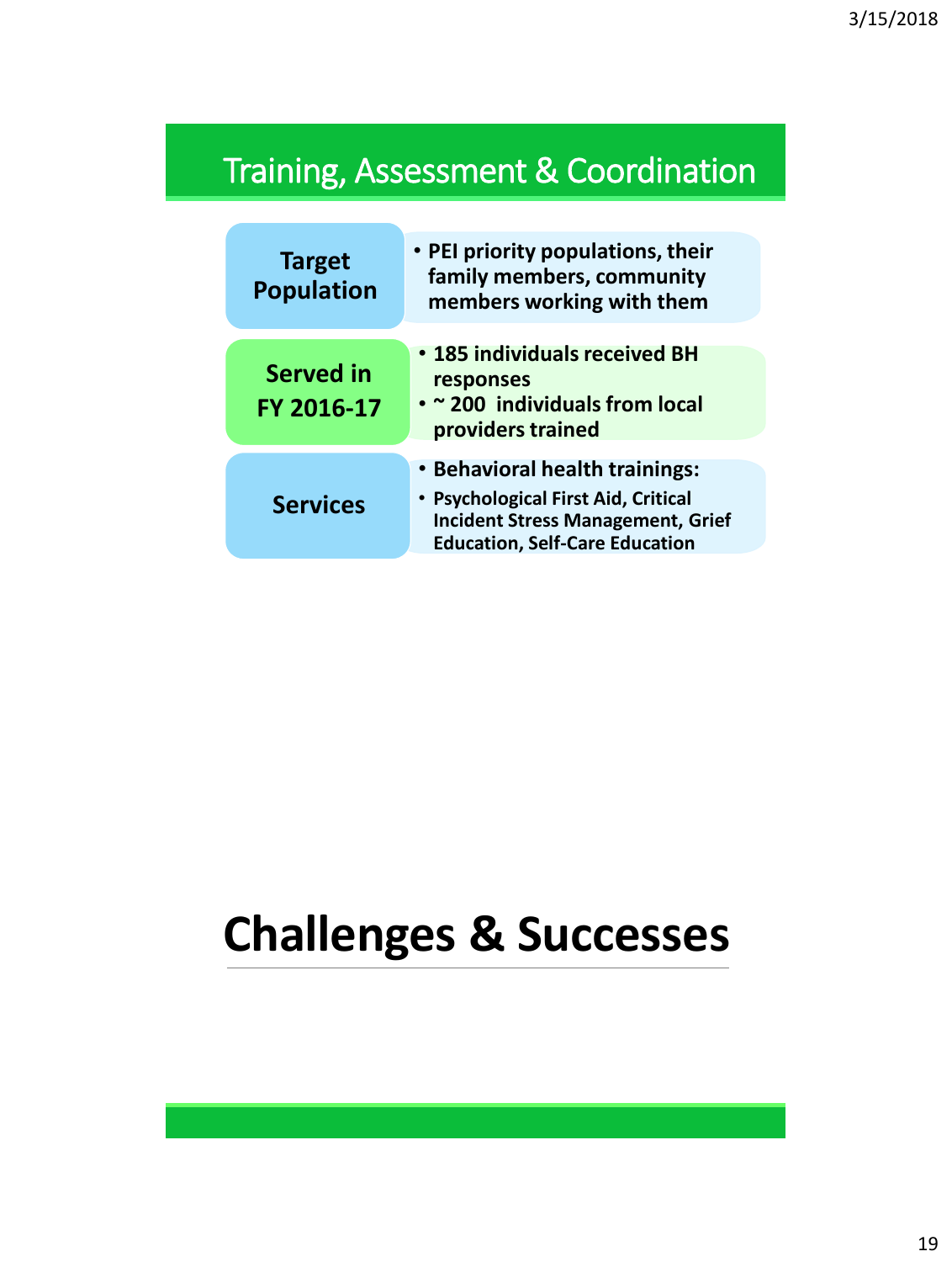## Training, Assessment & Coordination

| | |
|---|---|
| **Target Population** | • **PEI priority populations, their family members, community members working with them** |
| **Served in FY 2016-17** | • **185 individuals received BH responses**<br>• **~ 200 individuals from local providers trained** |
| **Services** | • **Behavioral health trainings:**<br>• **Psychological First Aid, Critical Incident Stress Management, Grief Education, Self-Care Education** |

# Challenges & Successes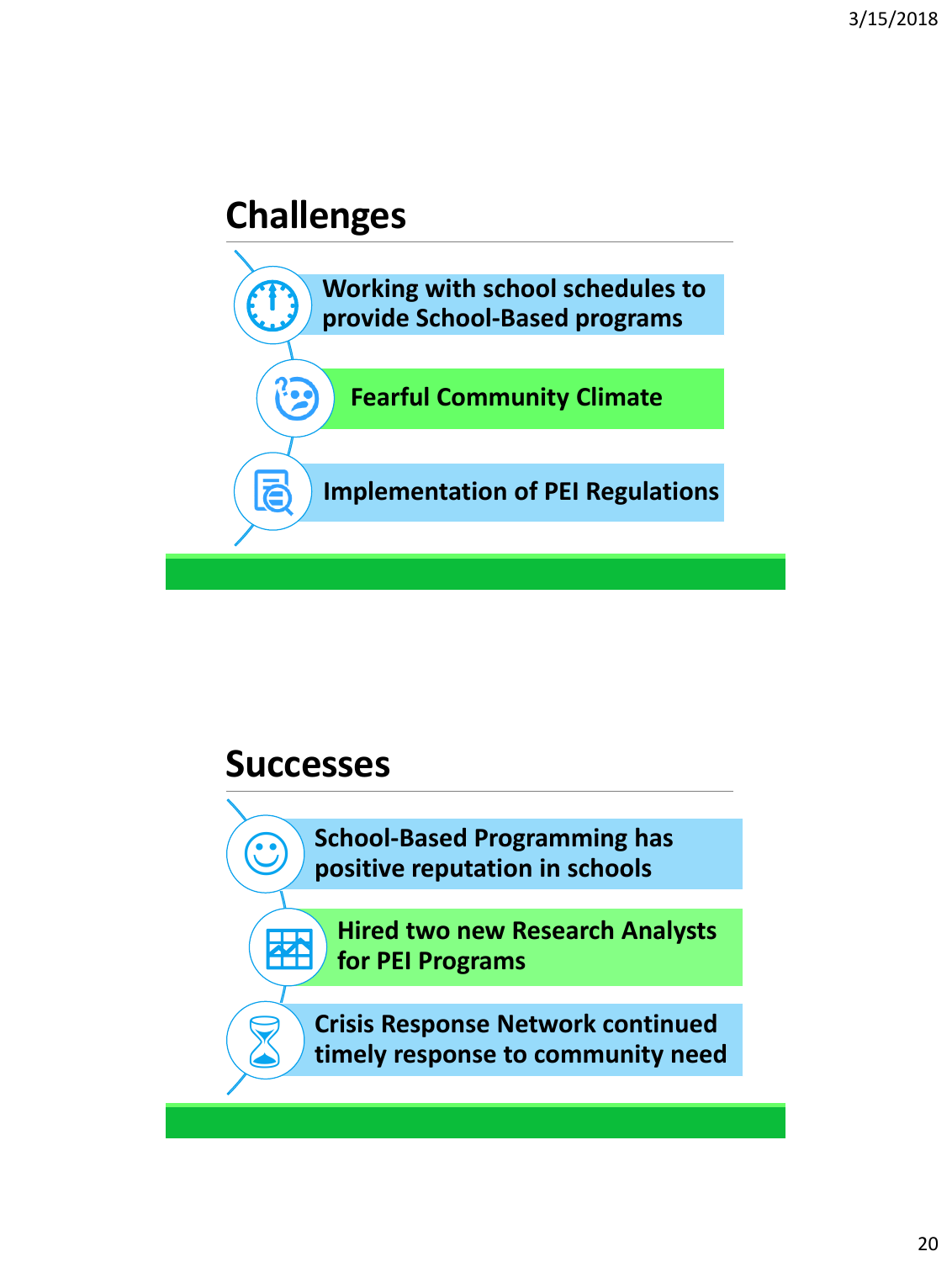## Challenges

- Working with school schedules to provide School-Based programs
- Fearful Community Climate
- Implementation of PEI Regulations

## Successes

- School-Based Programming has positive reputation in schools
- Hired two new Research Analysts for PEI Programs
- Crisis Response Network continued timely response to community need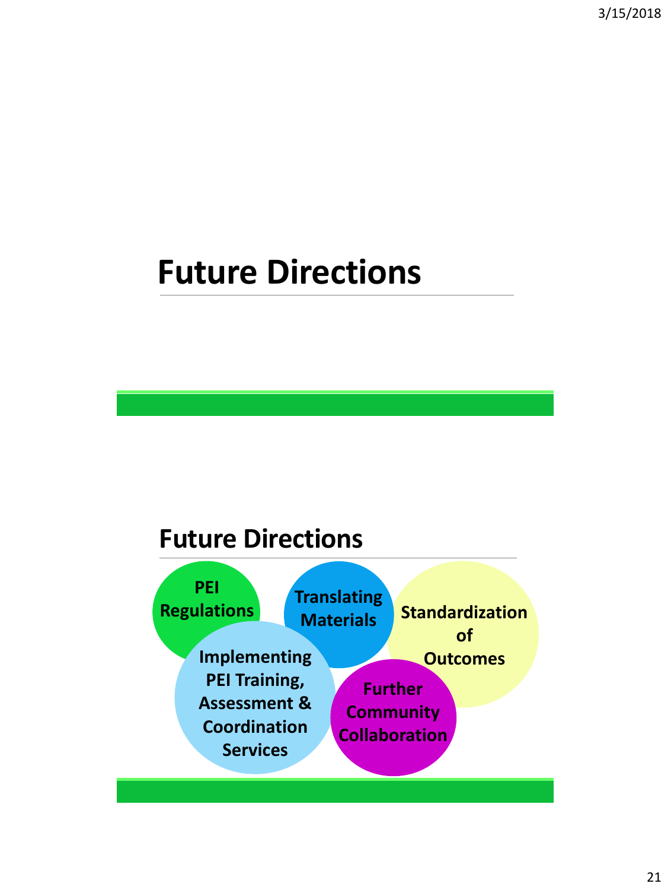# Future Directions

## Future Directions

- PEI Regulations
- Translating Materials
- Standardization of Outcomes
- Implementing PEI Training, Assessment & Coordination Services
- Further Community Collaboration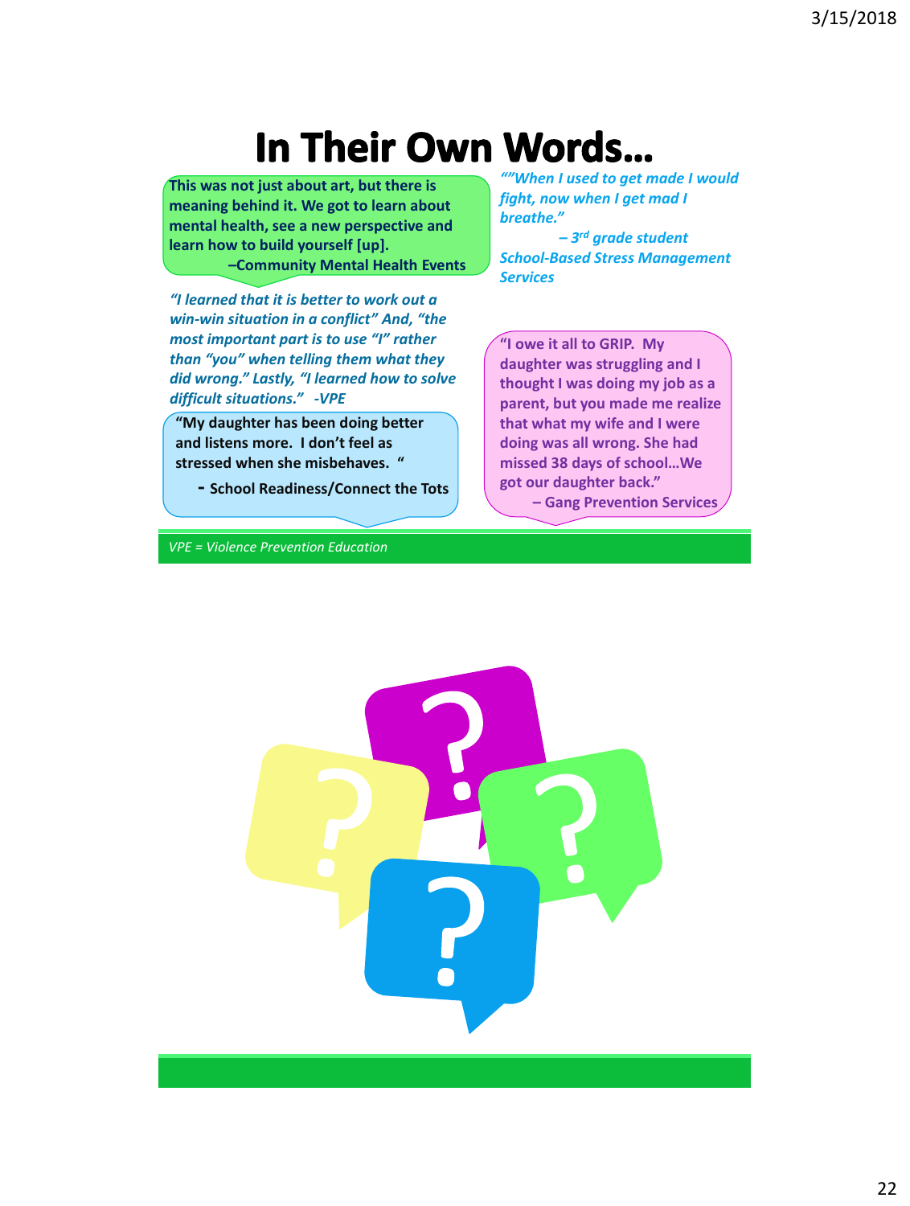# In Their Own Words…

**This was not just about art, but there is meaning behind it. We got to learn about mental health, see a new perspective and learn how to build yourself [up].**
**–Community Mental Health Events**

***""When I used to get made I would fight, now when I get mad I breathe."***
***– 3rd grade student***
***School-Based Stress Management Services***

***"I learned that it is better to work out a win-win situation in a conflict" And, "the most important part is to use "I" rather than "you" when telling them what they did wrong." Lastly, "I learned how to solve difficult situations." -VPE***

**"My daughter has been doing better and listens more. I don't feel as stressed when she misbehaves. "**
**- School Readiness/Connect the Tots**

**"I owe it all to GRIP. My daughter was struggling and I thought I was doing my job as a parent, but you made me realize that what my wife and I were doing was all wrong. She had missed 38 days of school…We got our daughter back."**
**– Gang Prevention Services**

*VPE = Violence Prevention Education*